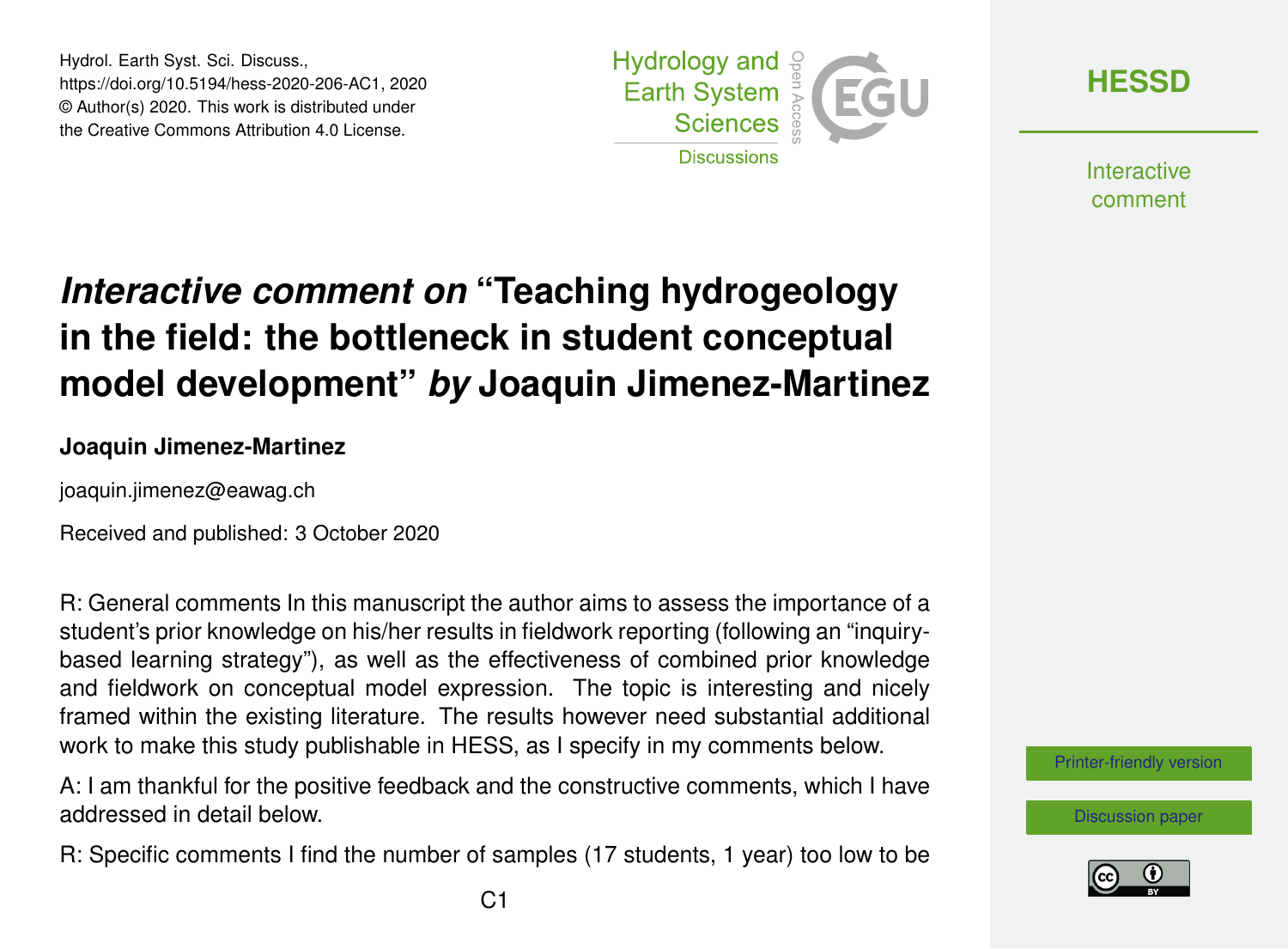Hydrol. Earth Syst. Sci. Discuss.,
https://doi.org/10.5194/hess-2020-206-AC1, 2020
© Author(s) 2020. This work is distributed under
the Creative Commons Attribution 4.0 License.

# *Interactive comment on* "Teaching hydrogeology in the field: the bottleneck in student conceptual model development" *by* Joaquin Jimenez-Martinez

**Joaquin Jimenez-Martinez**

joaquin.jimenez@eawag.ch

Received and published: 3 October 2020

R: General comments In this manuscript the author aims to assess the importance of a student's prior knowledge on his/her results in fieldwork reporting (following an "inquiry-based learning strategy"), as well as the effectiveness of combined prior knowledge and fieldwork on conceptual model expression. The topic is interesting and nicely framed within the existing literature. The results however need substantial additional work to make this study publishable in HESS, as I specify in my comments below.

A: I am thankful for the positive feedback and the constructive comments, which I have addressed in detail below.

R: Specific comments I find the number of samples (17 students, 1 year) too low to be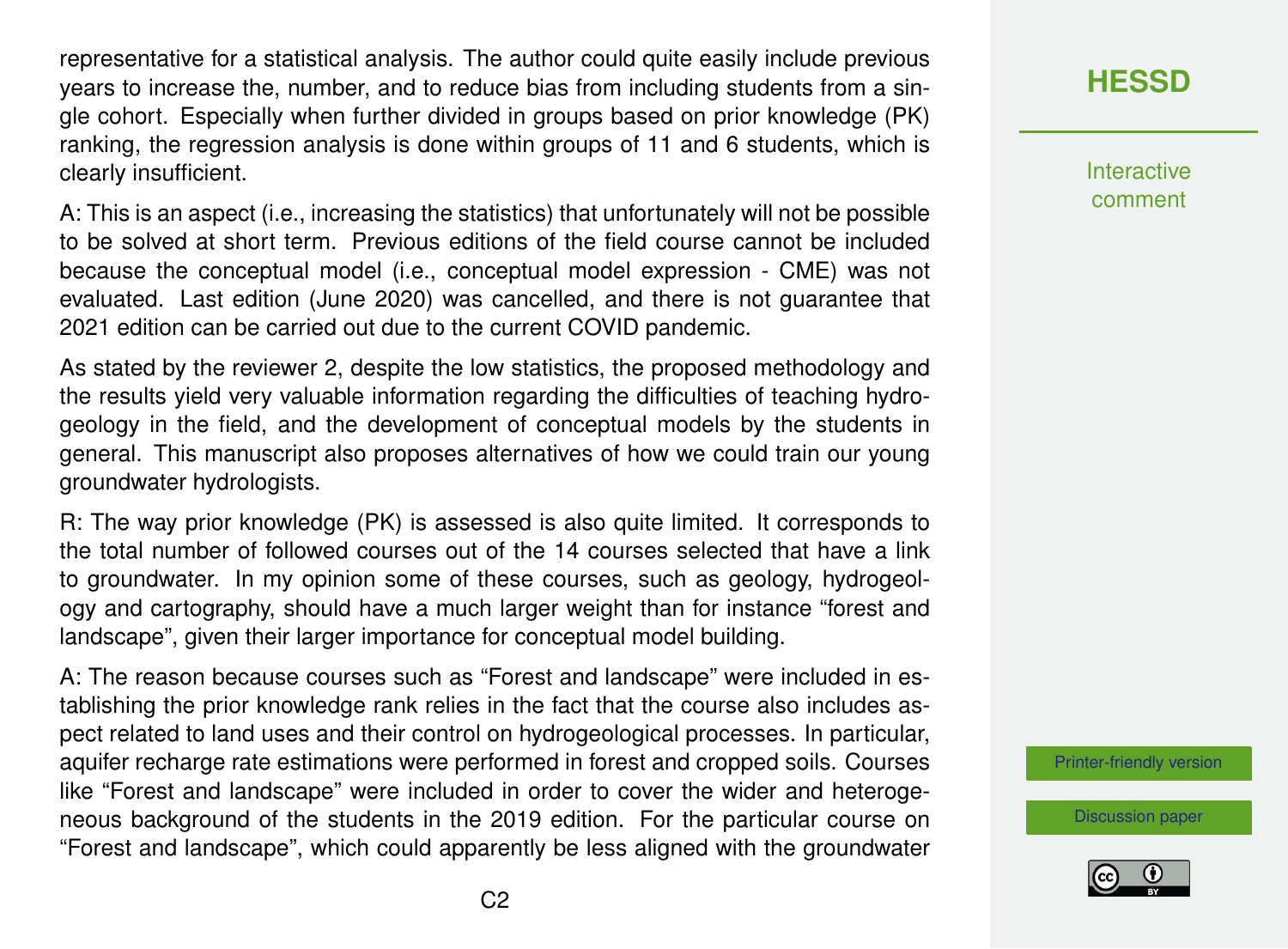representative for a statistical analysis. The author could quite easily include previous years to increase the, number, and to reduce bias from including students from a single cohort. Especially when further divided in groups based on prior knowledge (PK) ranking, the regression analysis is done within groups of 11 and 6 students, which is clearly insufficient.

A: This is an aspect (i.e., increasing the statistics) that unfortunately will not be possible to be solved at short term. Previous editions of the field course cannot be included because the conceptual model (i.e., conceptual model expression - CME) was not evaluated. Last edition (June 2020) was cancelled, and there is not guarantee that 2021 edition can be carried out due to the current COVID pandemic.

As stated by the reviewer 2, despite the low statistics, the proposed methodology and the results yield very valuable information regarding the difficulties of teaching hydrogeology in the field, and the development of conceptual models by the students in general. This manuscript also proposes alternatives of how we could train our young groundwater hydrologists.

R: The way prior knowledge (PK) is assessed is also quite limited. It corresponds to the total number of followed courses out of the 14 courses selected that have a link to groundwater. In my opinion some of these courses, such as geology, hydrogeology and cartography, should have a much larger weight than for instance "forest and landscape", given their larger importance for conceptual model building.

A: The reason because courses such as "Forest and landscape" were included in establishing the prior knowledge rank relies in the fact that the course also includes aspect related to land uses and their control on hydrogeological processes. In particular, aquifer recharge rate estimations were performed in forest and cropped soils. Courses like "Forest and landscape" were included in order to cover the wider and heterogeneous background of the students in the 2019 edition. For the particular course on "Forest and landscape", which could apparently be less aligned with the groundwater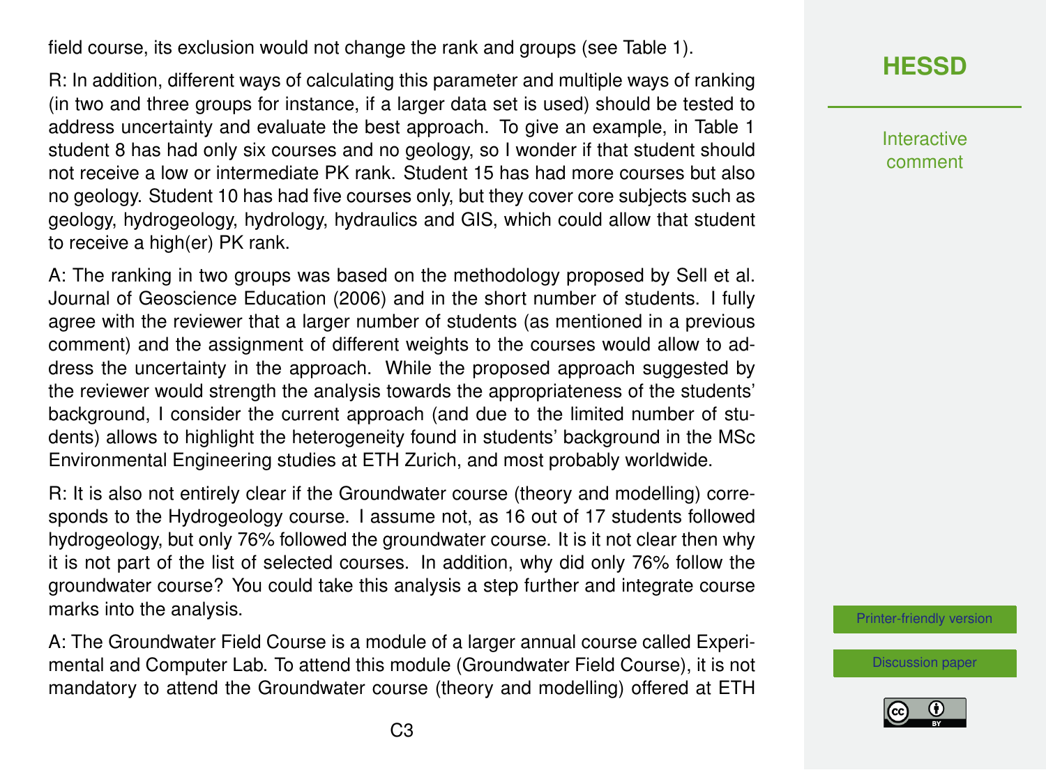field course, its exclusion would not change the rank and groups (see Table 1).

R: In addition, different ways of calculating this parameter and multiple ways of ranking (in two and three groups for instance, if a larger data set is used) should be tested to address uncertainty and evaluate the best approach. To give an example, in Table 1 student 8 has had only six courses and no geology, so I wonder if that student should not receive a low or intermediate PK rank. Student 15 has had more courses but also no geology. Student 10 has had five courses only, but they cover core subjects such as geology, hydrogeology, hydrology, hydraulics and GIS, which could allow that student to receive a high(er) PK rank.

A: The ranking in two groups was based on the methodology proposed by Sell et al. Journal of Geoscience Education (2006) and in the short number of students. I fully agree with the reviewer that a larger number of students (as mentioned in a previous comment) and the assignment of different weights to the courses would allow to address the uncertainty in the approach. While the proposed approach suggested by the reviewer would strength the analysis towards the appropriateness of the students' background, I consider the current approach (and due to the limited number of students) allows to highlight the heterogeneity found in students' background in the MSc Environmental Engineering studies at ETH Zurich, and most probably worldwide.

R: It is also not entirely clear if the Groundwater course (theory and modelling) corresponds to the Hydrogeology course. I assume not, as 16 out of 17 students followed hydrogeology, but only 76% followed the groundwater course. It is it not clear then why it is not part of the list of selected courses. In addition, why did only 76% follow the groundwater course? You could take this analysis a step further and integrate course marks into the analysis.

A: The Groundwater Field Course is a module of a larger annual course called Experimental and Computer Lab. To attend this module (Groundwater Field Course), it is not mandatory to attend the Groundwater course (theory and modelling) offered at ETH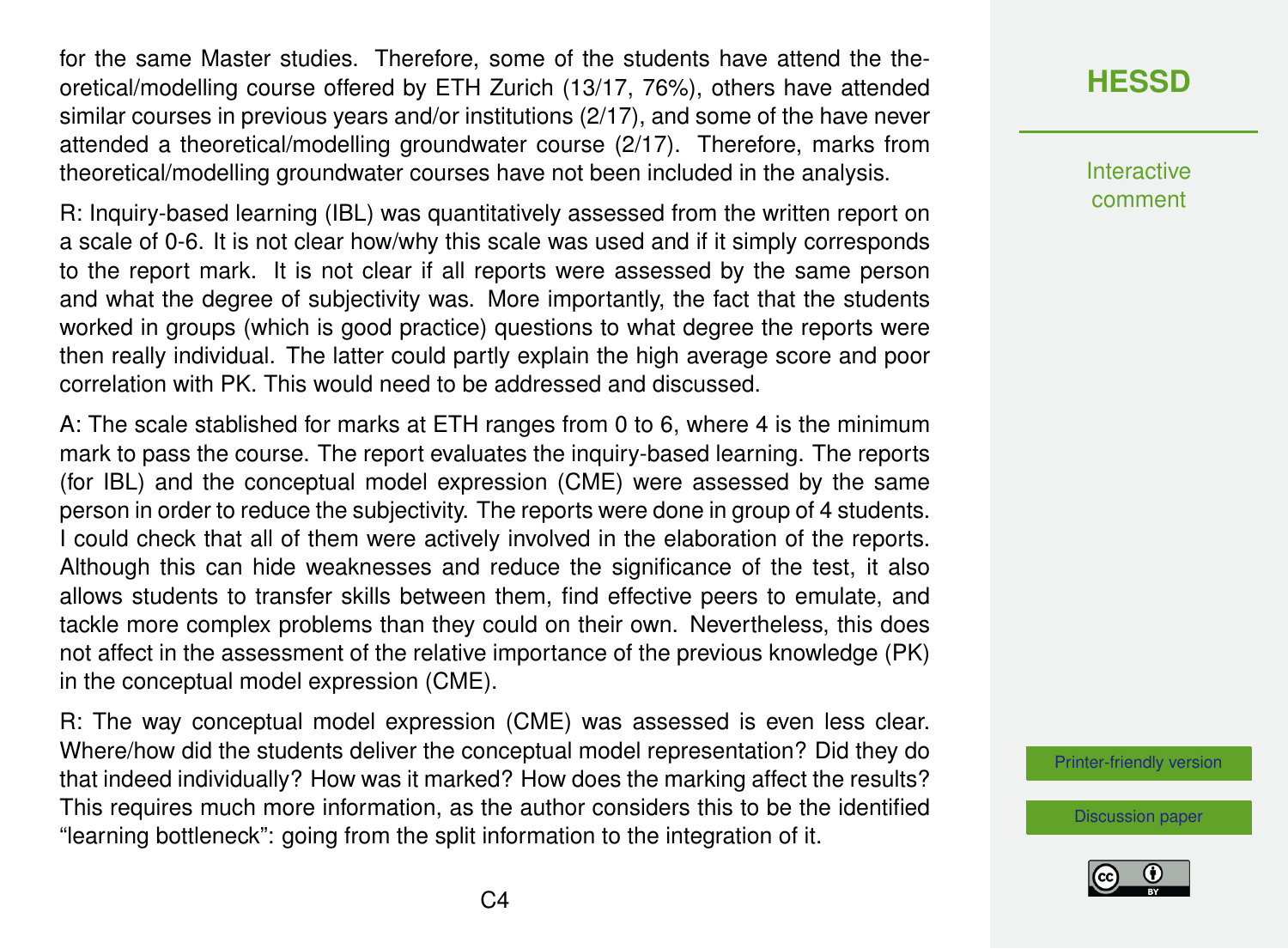for the same Master studies. Therefore, some of the students have attend the theoretical/modelling course offered by ETH Zurich (13/17, 76%), others have attended similar courses in previous years and/or institutions (2/17), and some of the have never attended a theoretical/modelling groundwater course (2/17). Therefore, marks from theoretical/modelling groundwater courses have not been included in the analysis.

R: Inquiry-based learning (IBL) was quantitatively assessed from the written report on a scale of 0-6. It is not clear how/why this scale was used and if it simply corresponds to the report mark. It is not clear if all reports were assessed by the same person and what the degree of subjectivity was. More importantly, the fact that the students worked in groups (which is good practice) questions to what degree the reports were then really individual. The latter could partly explain the high average score and poor correlation with PK. This would need to be addressed and discussed.

A: The scale stablished for marks at ETH ranges from 0 to 6, where 4 is the minimum mark to pass the course. The report evaluates the inquiry-based learning. The reports (for IBL) and the conceptual model expression (CME) were assessed by the same person in order to reduce the subjectivity. The reports were done in group of 4 students. I could check that all of them were actively involved in the elaboration of the reports. Although this can hide weaknesses and reduce the significance of the test, it also allows students to transfer skills between them, find effective peers to emulate, and tackle more complex problems than they could on their own. Nevertheless, this does not affect in the assessment of the relative importance of the previous knowledge (PK) in the conceptual model expression (CME).

R: The way conceptual model expression (CME) was assessed is even less clear. Where/how did the students deliver the conceptual model representation? Did they do that indeed individually? How was it marked? How does the marking affect the results? This requires much more information, as the author considers this to be the identified "learning bottleneck": going from the split information to the integration of it.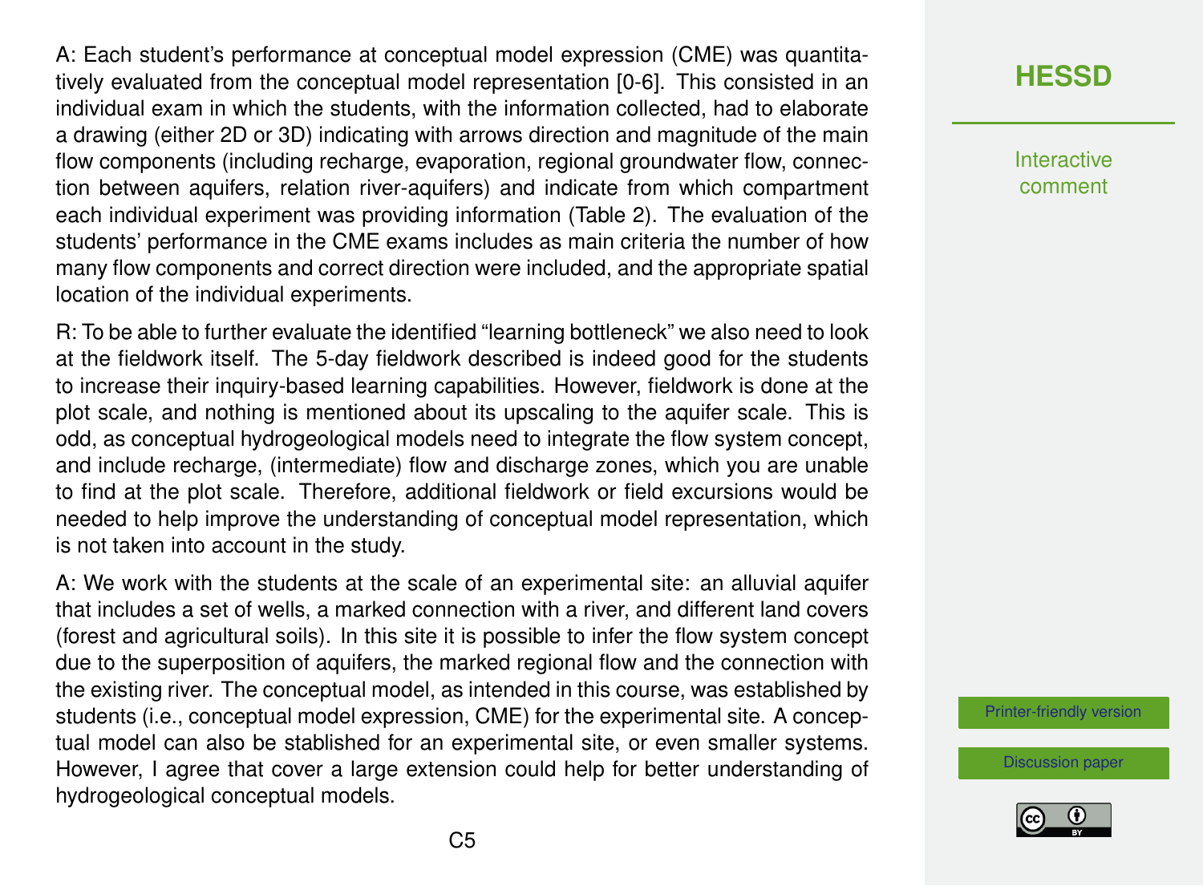A: Each student's performance at conceptual model expression (CME) was quantitatively evaluated from the conceptual model representation [0-6]. This consisted in an individual exam in which the students, with the information collected, had to elaborate a drawing (either 2D or 3D) indicating with arrows direction and magnitude of the main flow components (including recharge, evaporation, regional groundwater flow, connection between aquifers, relation river-aquifers) and indicate from which compartment each individual experiment was providing information (Table 2). The evaluation of the students' performance in the CME exams includes as main criteria the number of how many flow components and correct direction were included, and the appropriate spatial location of the individual experiments.

R: To be able to further evaluate the identified "learning bottleneck" we also need to look at the fieldwork itself. The 5-day fieldwork described is indeed good for the students to increase their inquiry-based learning capabilities. However, fieldwork is done at the plot scale, and nothing is mentioned about its upscaling to the aquifer scale. This is odd, as conceptual hydrogeological models need to integrate the flow system concept, and include recharge, (intermediate) flow and discharge zones, which you are unable to find at the plot scale. Therefore, additional fieldwork or field excursions would be needed to help improve the understanding of conceptual model representation, which is not taken into account in the study.

A: We work with the students at the scale of an experimental site: an alluvial aquifer that includes a set of wells, a marked connection with a river, and different land covers (forest and agricultural soils). In this site it is possible to infer the flow system concept due to the superposition of aquifers, the marked regional flow and the connection with the existing river. The conceptual model, as intended in this course, was established by students (i.e., conceptual model expression, CME) for the experimental site. A conceptual model can also be stablished for an experimental site, or even smaller systems. However, I agree that cover a large extension could help for better understanding of hydrogeological conceptual models.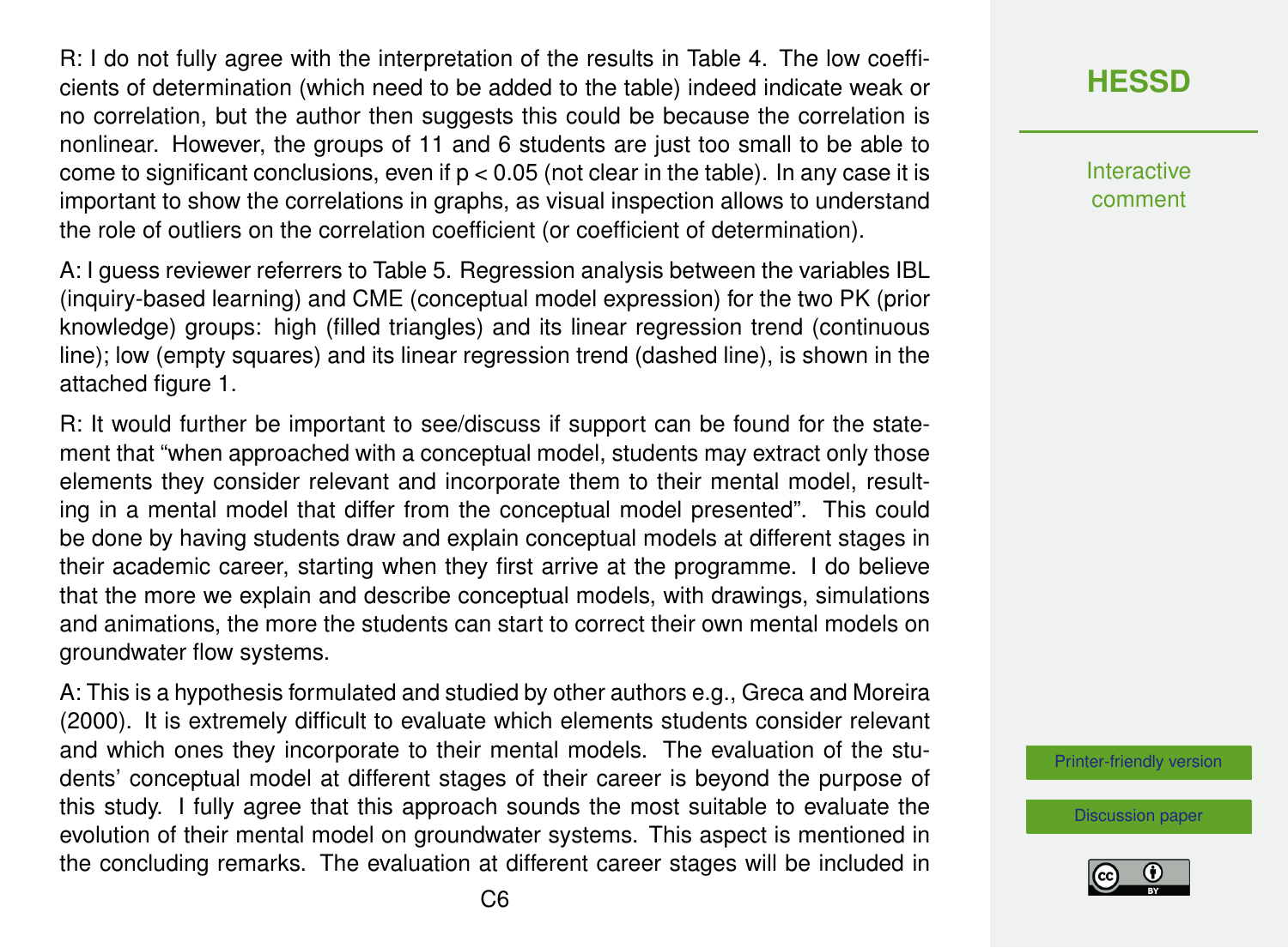R: I do not fully agree with the interpretation of the results in Table 4. The low coefficients of determination (which need to be added to the table) indeed indicate weak or no correlation, but the author then suggests this could be because the correlation is nonlinear. However, the groups of 11 and 6 students are just too small to be able to come to significant conclusions, even if $p < 0.05$ (not clear in the table). In any case it is important to show the correlations in graphs, as visual inspection allows to understand the role of outliers on the correlation coefficient (or coefficient of determination).

A: I guess reviewer referrers to Table 5. Regression analysis between the variables IBL (inquiry-based learning) and CME (conceptual model expression) for the two PK (prior knowledge) groups: high (filled triangles) and its linear regression trend (continuous line); low (empty squares) and its linear regression trend (dashed line), is shown in the attached figure 1.

R: It would further be important to see/discuss if support can be found for the statement that "when approached with a conceptual model, students may extract only those elements they consider relevant and incorporate them to their mental model, resulting in a mental model that differ from the conceptual model presented". This could be done by having students draw and explain conceptual models at different stages in their academic career, starting when they first arrive at the programme. I do believe that the more we explain and describe conceptual models, with drawings, simulations and animations, the more the students can start to correct their own mental models on groundwater flow systems.

A: This is a hypothesis formulated and studied by other authors e.g., Greca and Moreira (2000). It is extremely difficult to evaluate which elements students consider relevant and which ones they incorporate to their mental models. The evaluation of the students' conceptual model at different stages of their career is beyond the purpose of this study. I fully agree that this approach sounds the most suitable to evaluate the evolution of their mental model on groundwater systems. This aspect is mentioned in the concluding remarks. The evaluation at different career stages will be included in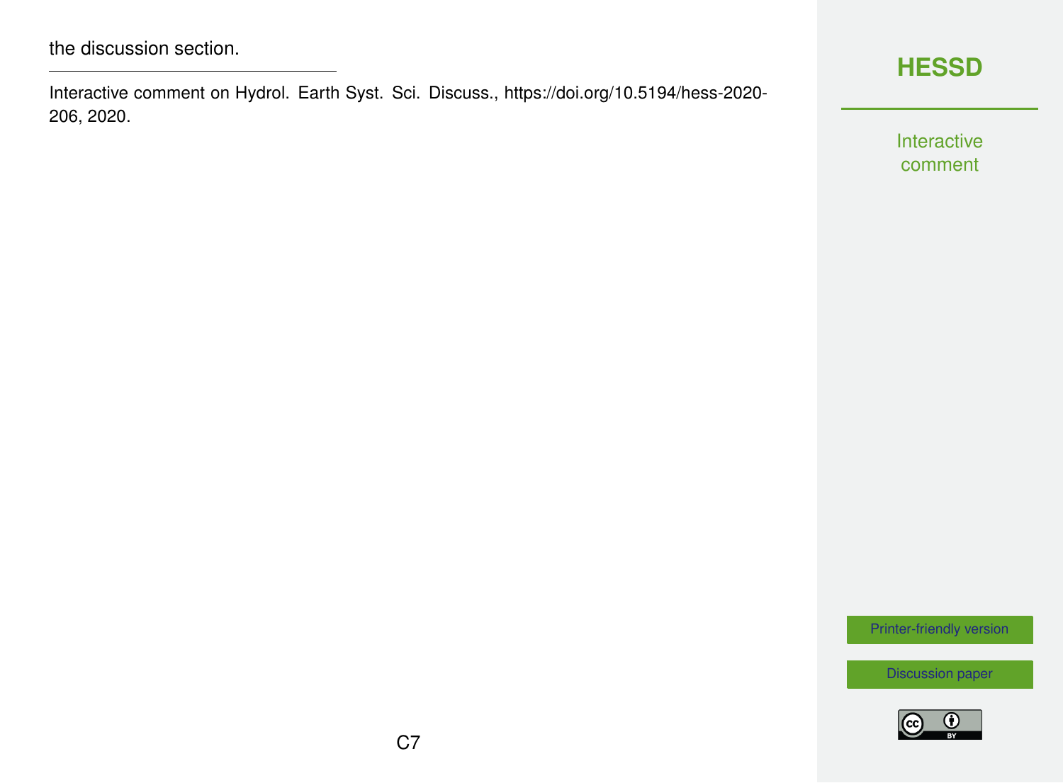the discussion section.

---

Interactive comment on Hydrol. Earth Syst. Sci. Discuss., https://doi.org/10.5194/hess-2020-206, 2020.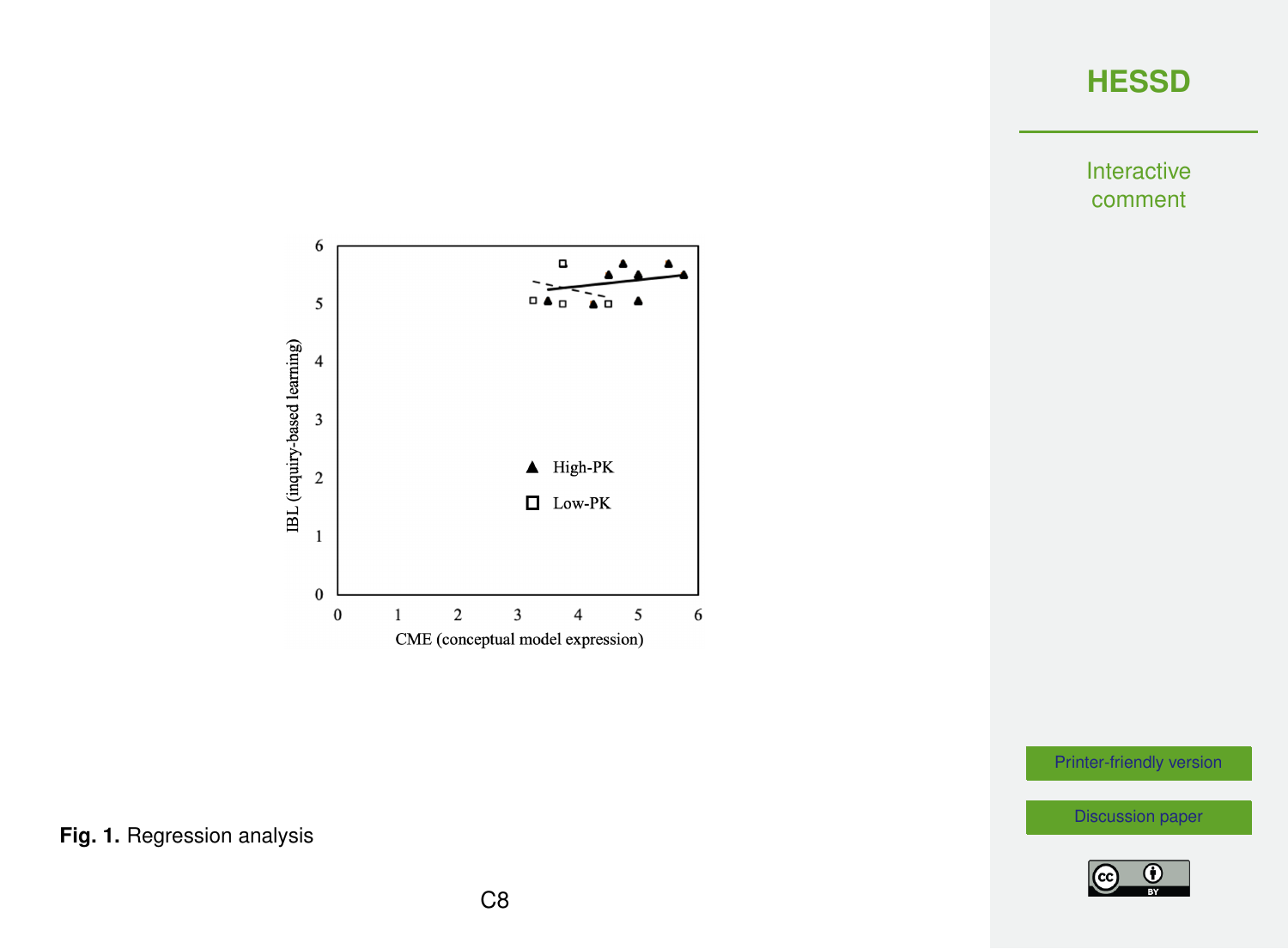6

5

4

3

2

1

0

0 1 2 3 4 5 6

IBL (inquiry-based learning)

CME (conceptual model expression)

▲ High-PK

□ Low-PK

**Fig. 1.** Regression analysis